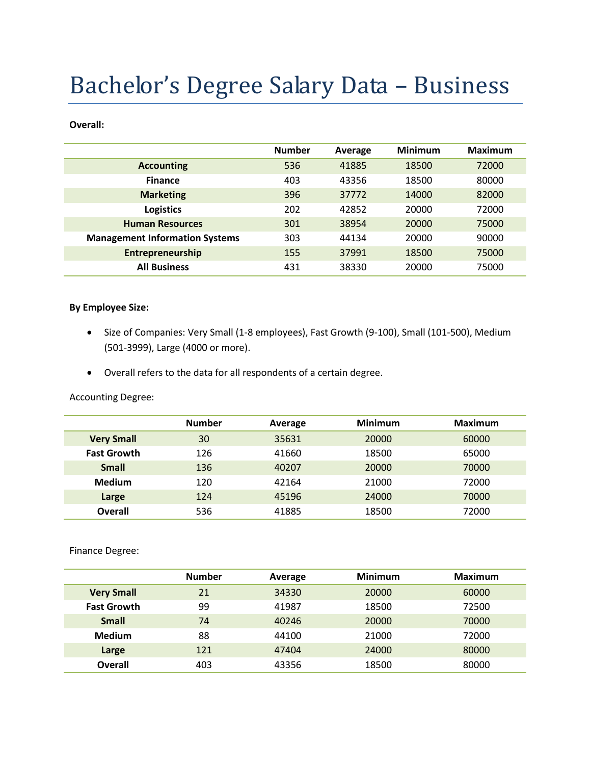# Bachelor's Degree Salary Data – Business

**Overall:**

| | Number | Average | Minimum | Maximum |
|---|---|---|---|---|
| **Accounting** | 536 | 41885 | 18500 | 72000 |
| **Finance** | 403 | 43356 | 18500 | 80000 |
| **Marketing** | 396 | 37772 | 14000 | 82000 |
| **Logistics** | 202 | 42852 | 20000 | 72000 |
| **Human Resources** | 301 | 38954 | 20000 | 75000 |
| **Management Information Systems** | 303 | 44134 | 20000 | 90000 |
| **Entrepreneurship** | 155 | 37991 | 18500 | 75000 |
| **All Business** | 431 | 38330 | 20000 | 75000 |

**By Employee Size:**

- Size of Companies: Very Small (1-8 employees), Fast Growth (9-100), Small (101-500), Medium (501-3999), Large (4000 or more).
- Overall refers to the data for all respondents of a certain degree.

Accounting Degree:

| | Number | Average | Minimum | Maximum |
|---|---|---|---|---|
| **Very Small** | 30 | 35631 | 20000 | 60000 |
| **Fast Growth** | 126 | 41660 | 18500 | 65000 |
| **Small** | 136 | 40207 | 20000 | 70000 |
| **Medium** | 120 | 42164 | 21000 | 72000 |
| **Large** | 124 | 45196 | 24000 | 70000 |
| **Overall** | 536 | 41885 | 18500 | 72000 |

Finance Degree:

| | Number | Average | Minimum | Maximum |
|---|---|---|---|---|
| **Very Small** | 21 | 34330 | 20000 | 60000 |
| **Fast Growth** | 99 | 41987 | 18500 | 72500 |
| **Small** | 74 | 40246 | 20000 | 70000 |
| **Medium** | 88 | 44100 | 21000 | 72000 |
| **Large** | 121 | 47404 | 24000 | 80000 |
| **Overall** | 403 | 43356 | 18500 | 80000 |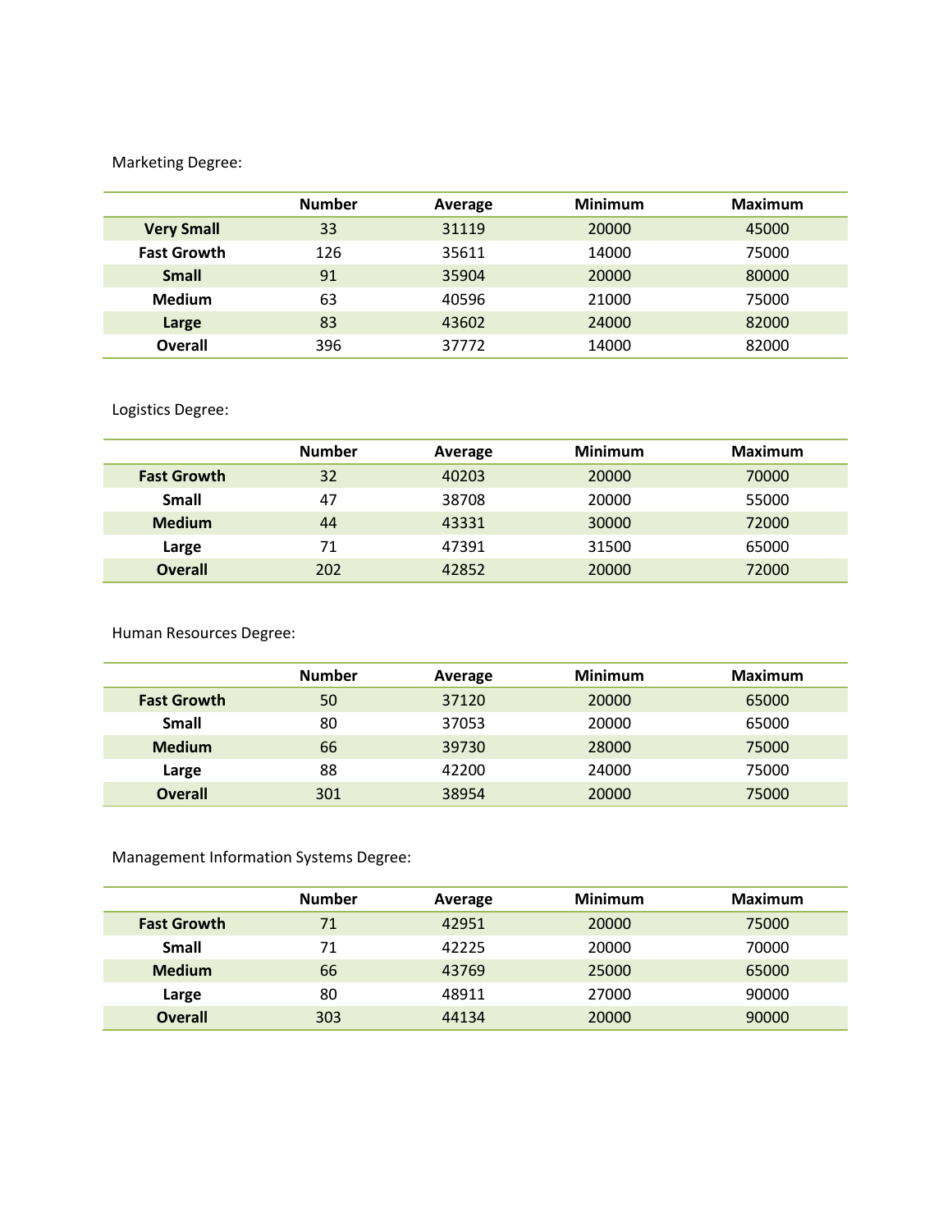Marketing Degree:

| | Number | Average | Minimum | Maximum |
|---|---|---|---|---|
| **Very Small** | 33 | 31119 | 20000 | 45000 |
| **Fast Growth** | 126 | 35611 | 14000 | 75000 |
| **Small** | 91 | 35904 | 20000 | 80000 |
| **Medium** | 63 | 40596 | 21000 | 75000 |
| **Large** | 83 | 43602 | 24000 | 82000 |
| **Overall** | 396 | 37772 | 14000 | 82000 |

Logistics Degree:

| | Number | Average | Minimum | Maximum |
|---|---|---|---|---|
| **Fast Growth** | 32 | 40203 | 20000 | 70000 |
| **Small** | 47 | 38708 | 20000 | 55000 |
| **Medium** | 44 | 43331 | 30000 | 72000 |
| **Large** | 71 | 47391 | 31500 | 65000 |
| **Overall** | 202 | 42852 | 20000 | 72000 |

Human Resources Degree:

| | Number | Average | Minimum | Maximum |
|---|---|---|---|---|
| **Fast Growth** | 50 | 37120 | 20000 | 65000 |
| **Small** | 80 | 37053 | 20000 | 65000 |
| **Medium** | 66 | 39730 | 28000 | 75000 |
| **Large** | 88 | 42200 | 24000 | 75000 |
| **Overall** | 301 | 38954 | 20000 | 75000 |

Management Information Systems Degree:

| | Number | Average | Minimum | Maximum |
|---|---|---|---|---|
| **Fast Growth** | 71 | 42951 | 20000 | 75000 |
| **Small** | 71 | 42225 | 20000 | 70000 |
| **Medium** | 66 | 43769 | 25000 | 65000 |
| **Large** | 80 | 48911 | 27000 | 90000 |
| **Overall** | 303 | 44134 | 20000 | 90000 |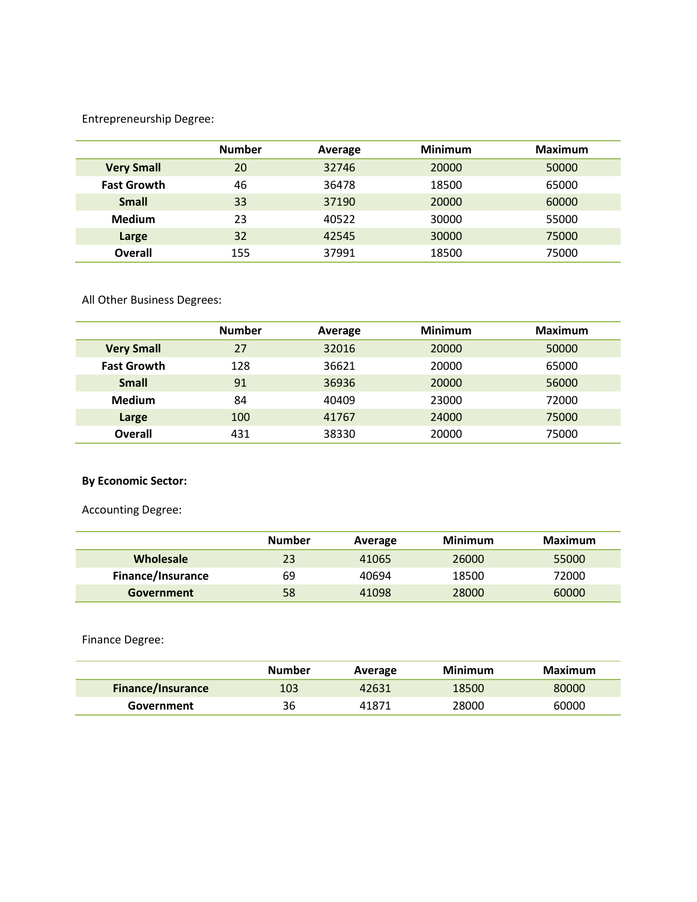Entrepreneurship Degree:

| | Number | Average | Minimum | Maximum |
|---|---|---|---|---|
| **Very Small** | 20 | 32746 | 20000 | 50000 |
| **Fast Growth** | 46 | 36478 | 18500 | 65000 |
| **Small** | 33 | 37190 | 20000 | 60000 |
| **Medium** | 23 | 40522 | 30000 | 55000 |
| **Large** | 32 | 42545 | 30000 | 75000 |
| **Overall** | 155 | 37991 | 18500 | 75000 |

All Other Business Degrees:

| | Number | Average | Minimum | Maximum |
|---|---|---|---|---|
| **Very Small** | 27 | 32016 | 20000 | 50000 |
| **Fast Growth** | 128 | 36621 | 20000 | 65000 |
| **Small** | 91 | 36936 | 20000 | 56000 |
| **Medium** | 84 | 40409 | 23000 | 72000 |
| **Large** | 100 | 41767 | 24000 | 75000 |
| **Overall** | 431 | 38330 | 20000 | 75000 |

**By Economic Sector:**

Accounting Degree:

| | Number | Average | Minimum | Maximum |
|---|---|---|---|---|
| **Wholesale** | 23 | 41065 | 26000 | 55000 |
| **Finance/Insurance** | 69 | 40694 | 18500 | 72000 |
| **Government** | 58 | 41098 | 28000 | 60000 |

Finance Degree:

| | Number | Average | Minimum | Maximum |
|---|---|---|---|---|
| **Finance/Insurance** | 103 | 42631 | 18500 | 80000 |
| **Government** | 36 | 41871 | 28000 | 60000 |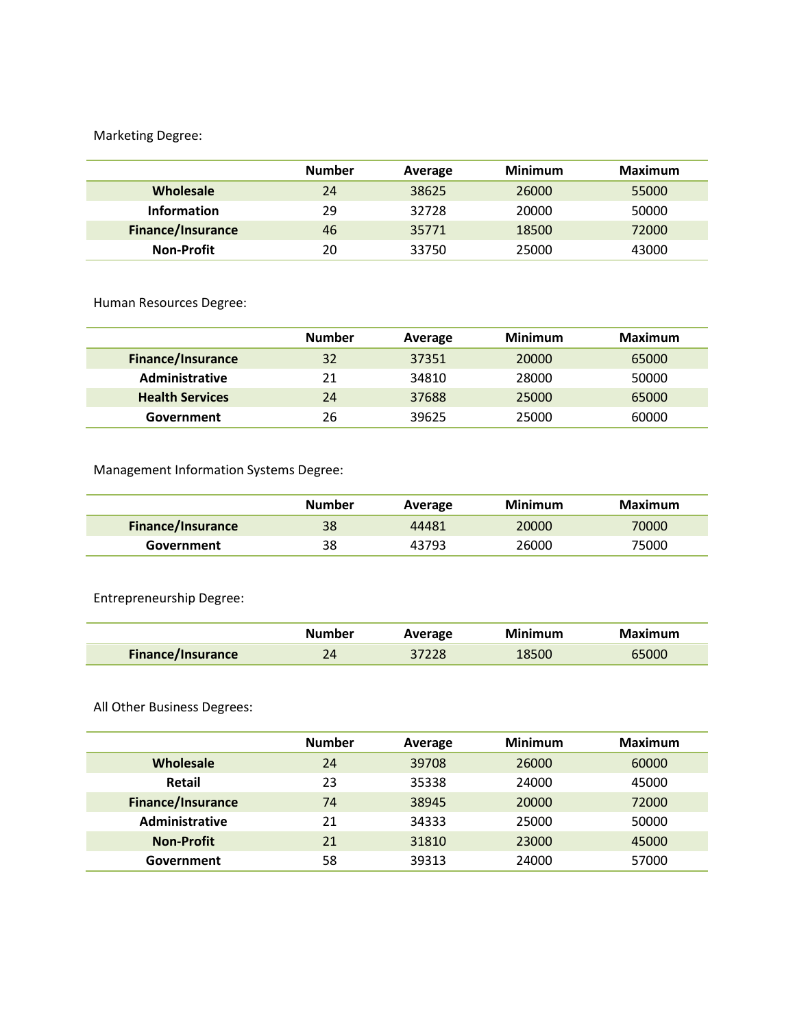Marketing Degree:

| | Number | Average | Minimum | Maximum |
|---|---|---|---|---|
| **Wholesale** | 24 | 38625 | 26000 | 55000 |
| **Information** | 29 | 32728 | 20000 | 50000 |
| **Finance/Insurance** | 46 | 35771 | 18500 | 72000 |
| **Non-Profit** | 20 | 33750 | 25000 | 43000 |

Human Resources Degree:

| | Number | Average | Minimum | Maximum |
|---|---|---|---|---|
| **Finance/Insurance** | 32 | 37351 | 20000 | 65000 |
| **Administrative** | 21 | 34810 | 28000 | 50000 |
| **Health Services** | 24 | 37688 | 25000 | 65000 |
| **Government** | 26 | 39625 | 25000 | 60000 |

Management Information Systems Degree:

| | Number | Average | Minimum | Maximum |
|---|---|---|---|---|
| **Finance/Insurance** | 38 | 44481 | 20000 | 70000 |
| **Government** | 38 | 43793 | 26000 | 75000 |

Entrepreneurship Degree:

| | Number | Average | Minimum | Maximum |
|---|---|---|---|---|
| **Finance/Insurance** | 24 | 37228 | 18500 | 65000 |

All Other Business Degrees:

| | Number | Average | Minimum | Maximum |
|---|---|---|---|---|
| **Wholesale** | 24 | 39708 | 26000 | 60000 |
| **Retail** | 23 | 35338 | 24000 | 45000 |
| **Finance/Insurance** | 74 | 38945 | 20000 | 72000 |
| **Administrative** | 21 | 34333 | 25000 | 50000 |
| **Non-Profit** | 21 | 31810 | 23000 | 45000 |
| **Government** | 58 | 39313 | 24000 | 57000 |